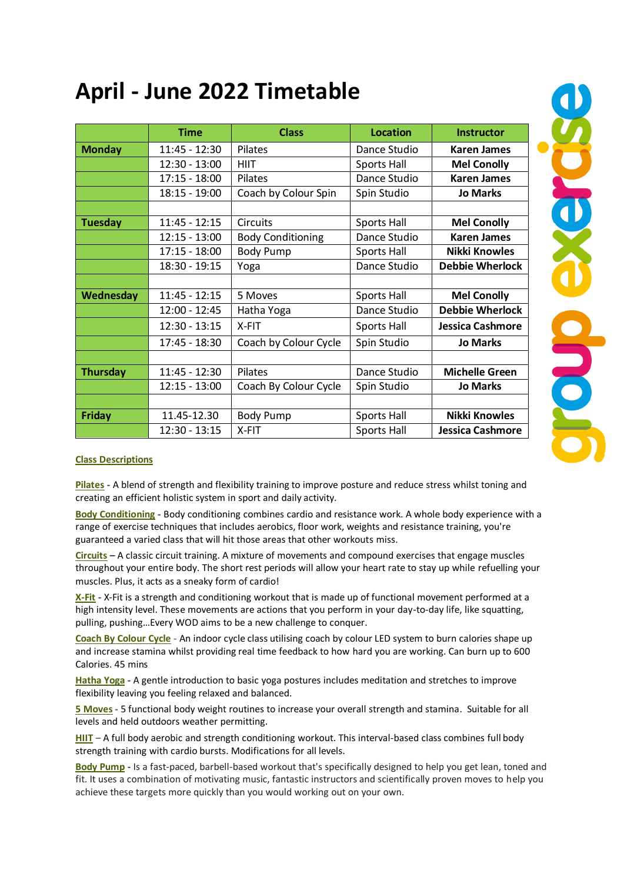# April - June 2022 Timetable

| | Time | Class | Location | Instructor |
|---|---|---|---|---|
| **Monday** | 11:45 - 12:30 | Pilates | Dance Studio | **Karen James** |
| | 12:30 - 13:00 | HIIT | Sports Hall | **Mel Conolly** |
| | 17:15 - 18:00 | Pilates | Dance Studio | **Karen James** |
| | 18:15 - 19:00 | Coach by Colour Spin | Spin Studio | **Jo Marks** |
| | | | | |
| **Tuesday** | 11:45 - 12:15 | Circuits | Sports Hall | **Mel Conolly** |
| | 12:15 - 13:00 | Body Conditioning | Dance Studio | **Karen James** |
| | 17:15 - 18:00 | Body Pump | Sports Hall | **Nikki Knowles** |
| | 18:30 - 19:15 | Yoga | Dance Studio | **Debbie Wherlock** |
| | | | | |
| **Wednesday** | 11:45 - 12:15 | 5 Moves | Sports Hall | **Mel Conolly** |
| | 12:00 - 12:45 | Hatha Yoga | Dance Studio | **Debbie Wherlock** |
| | 12:30 - 13:15 | X-FIT | Sports Hall | **Jessica Cashmore** |
| | 17:45 - 18:30 | Coach by Colour Cycle | Spin Studio | **Jo Marks** |
| | | | | |
| **Thursday** | 11:45 - 12:30 | Pilates | Dance Studio | **Michelle Green** |
| | 12:15 - 13:00 | Coach By Colour Cycle | Spin Studio | **Jo Marks** |
| | | | | |
| **Friday** | 11.45-12.30 | Body Pump | Sports Hall | **Nikki Knowles** |
| | 12:30 - 13:15 | X-FIT | Sports Hall | **Jessica Cashmore** |

group exercise

**Class Descriptions**

**Pilates** - A blend of strength and flexibility training to improve posture and reduce stress whilst toning and creating an efficient holistic system in sport and daily activity.

**Body Conditioning** - Body conditioning combines cardio and resistance work. A whole body experience with a range of exercise techniques that includes aerobics, floor work, weights and resistance training, you're guaranteed a varied class that will hit those areas that other workouts miss.

**Circuits** – A classic circuit training. A mixture of movements and compound exercises that engage muscles throughout your entire body. The short rest periods will allow your heart rate to stay up while refuelling your muscles. Plus, it acts as a sneaky form of cardio!

**X-Fit** - X-Fit is a strength and conditioning workout that is made up of functional movement performed at a high intensity level. These movements are actions that you perform in your day-to-day life, like squatting, pulling, pushing…Every WOD aims to be a new challenge to conquer.

**Coach By Colour Cycle** - An indoor cycle class utilising coach by colour LED system to burn calories shape up and increase stamina whilst providing real time feedback to how hard you are working. Can burn up to 600 Calories. 45 mins

**Hatha Yoga** - A gentle introduction to basic yoga postures includes meditation and stretches to improve flexibility leaving you feeling relaxed and balanced.

**5 Moves** - 5 functional body weight routines to increase your overall strength and stamina. Suitable for all levels and held outdoors weather permitting.

**HIIT** – A full body aerobic and strength conditioning workout. This interval-based class combines full body strength training with cardio bursts. Modifications for all levels.

**Body Pump** - Is a fast-paced, barbell-based workout that's specifically designed to help you get lean, toned and fit. It uses a combination of motivating music, fantastic instructors and scientifically proven moves to help you achieve these targets more quickly than you would working out on your own.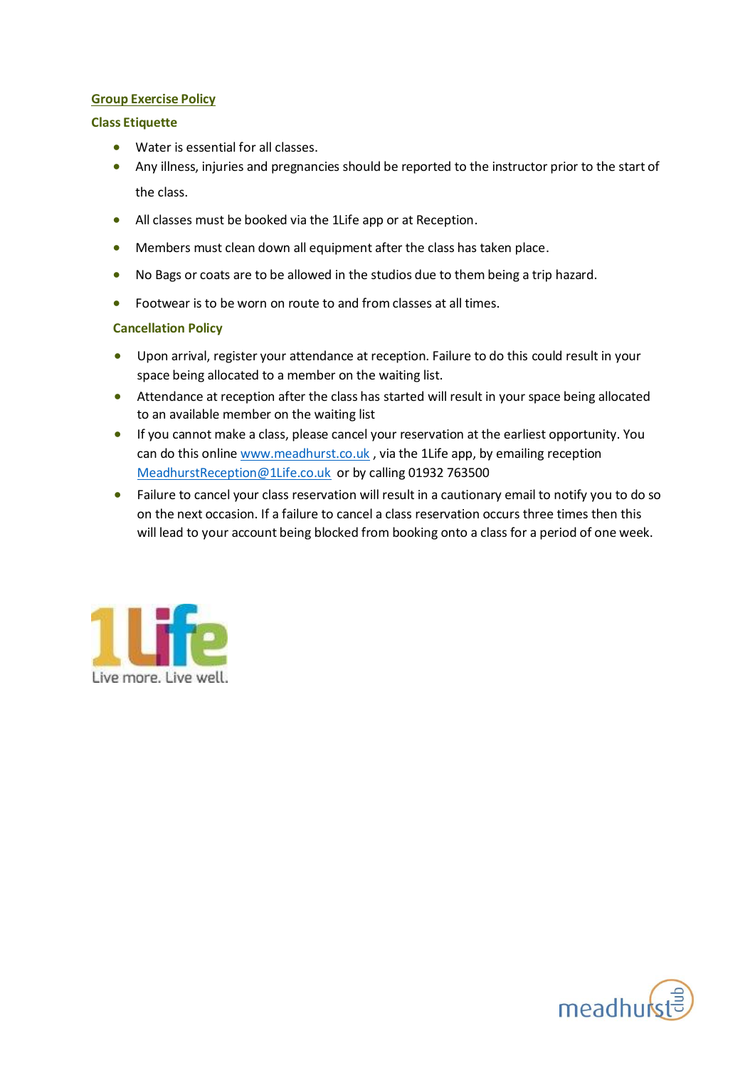## Group Exercise Policy

### Class Etiquette

- Water is essential for all classes.
- Any illness, injuries and pregnancies should be reported to the instructor prior to the start of the class.
- All classes must be booked via the 1Life app or at Reception.
- Members must clean down all equipment after the class has taken place.
- No Bags or coats are to be allowed in the studios due to them being a trip hazard.
- Footwear is to be worn on route to and from classes at all times.

### Cancellation Policy

- Upon arrival, register your attendance at reception. Failure to do this could result in your space being allocated to a member on the waiting list.
- Attendance at reception after the class has started will result in your space being allocated to an available member on the waiting list
- If you cannot make a class, please cancel your reservation at the earliest opportunity. You can do this online [www.meadhurst.co.uk](www.meadhurst.co.uk) , via the 1Life app, by emailing reception [MeadhurstReception@1Life.co.uk](mailto:MeadhurstReception@1Life.co.uk) or by calling 01932 763500
- Failure to cancel your class reservation will result in a cautionary email to notify you to do so on the next occasion. If a failure to cancel a class reservation occurs three times then this will lead to your account being blocked from booking onto a class for a period of one week.

1Life

Live more. Live well.

meadhurst club